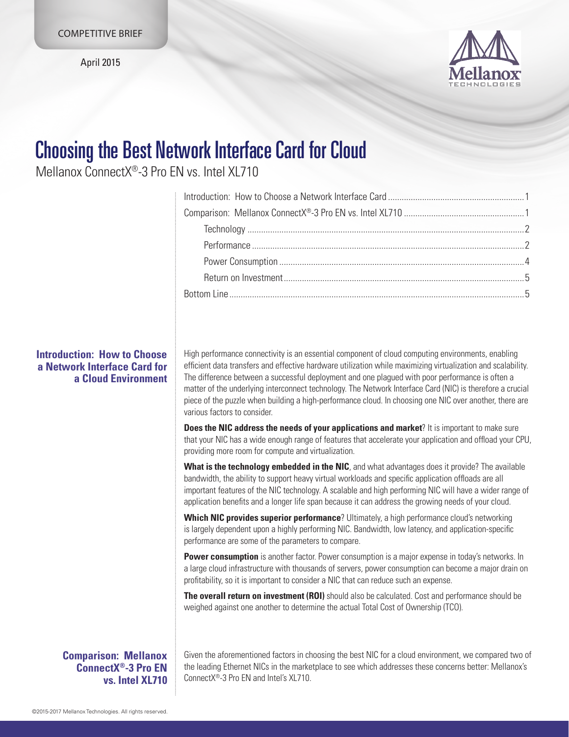COMPETITIVE BRIEF

April 2015

# Choosing the Best Network Interface Card for Cloud

Mellanox ConnectX®-3 Pro EN vs. Intel XL710

| | |
|---|---|
| Introduction: How to Choose a Network Interface Card | 1 |
| Comparison: Mellanox ConnectX®-3 Pro EN vs. Intel XL710 | 1 |
| Technology | 2 |
| Performance | 2 |
| Power Consumption | 4 |
| Return on Investment | 5 |
| Bottom Line | 5 |

## Introduction: How to Choose a Network Interface Card for a Cloud Environment

High performance connectivity is an essential component of cloud computing environments, enabling efficient data transfers and effective hardware utilization while maximizing virtualization and scalability. The difference between a successful deployment and one plagued with poor performance is often a matter of the underlying interconnect technology. The Network Interface Card (NIC) is therefore a crucial piece of the puzzle when building a high-performance cloud. In choosing one NIC over another, there are various factors to consider.

**Does the NIC address the needs of your applications and market**? It is important to make sure that your NIC has a wide enough range of features that accelerate your application and offload your CPU, providing more room for compute and virtualization.

**What is the technology embedded in the NIC**, and what advantages does it provide? The available bandwidth, the ability to support heavy virtual workloads and specific application offloads are all important features of the NIC technology. A scalable and high performing NIC will have a wider range of application benefits and a longer life span because it can address the growing needs of your cloud.

**Which NIC provides superior performance**? Ultimately, a high performance cloud's networking is largely dependent upon a highly performing NIC. Bandwidth, low latency, and application-specific performance are some of the parameters to compare.

**Power consumption** is another factor. Power consumption is a major expense in today's networks. In a large cloud infrastructure with thousands of servers, power consumption can become a major drain on profitability, so it is important to consider a NIC that can reduce such an expense.

**The overall return on investment (ROI)** should also be calculated. Cost and performance should be weighed against one another to determine the actual Total Cost of Ownership (TCO).

## Comparison: Mellanox ConnectX®-3 Pro EN vs. Intel XL710

Given the aforementioned factors in choosing the best NIC for a cloud environment, we compared two of the leading Ethernet NICs in the marketplace to see which addresses these concerns better: Mellanox's ConnectX®-3 Pro EN and Intel's XL710.

©2015-2017 Mellanox Technologies. All rights reserved.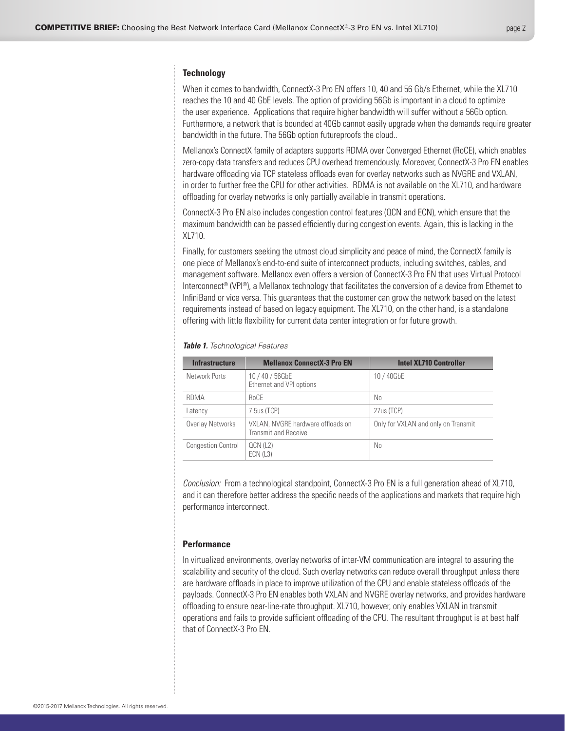### Technology

When it comes to bandwidth, ConnectX-3 Pro EN offers 10, 40 and 56 Gb/s Ethernet, while the XL710 reaches the 10 and 40 GbE levels. The option of providing 56Gb is important in a cloud to optimize the user experience. Applications that require higher bandwidth will suffer without a 56Gb option. Furthermore, a network that is bounded at 40Gb cannot easily upgrade when the demands require greater bandwidth in the future. The 56Gb option futureproofs the cloud..

Mellanox's ConnectX family of adapters supports RDMA over Converged Ethernet (RoCE), which enables zero-copy data transfers and reduces CPU overhead tremendously. Moreover, ConnectX-3 Pro EN enables hardware offloading via TCP stateless offloads even for overlay networks such as NVGRE and VXLAN, in order to further free the CPU for other activities. RDMA is not available on the XL710, and hardware offloading for overlay networks is only partially available in transmit operations.

ConnectX-3 Pro EN also includes congestion control features (QCN and ECN), which ensure that the maximum bandwidth can be passed efficiently during congestion events. Again, this is lacking in the XL710.

Finally, for customers seeking the utmost cloud simplicity and peace of mind, the ConnectX family is one piece of Mellanox's end-to-end suite of interconnect products, including switches, cables, and management software. Mellanox even offers a version of ConnectX-3 Pro EN that uses Virtual Protocol Interconnect® (VPI®), a Mellanox technology that facilitates the conversion of a device from Ethernet to InfiniBand or vice versa. This guarantees that the customer can grow the network based on the latest requirements instead of based on legacy equipment. The XL710, on the other hand, is a standalone offering with little flexibility for current data center integration or for future growth.

***Table 1.*** *Technological Features*

| Infrastructure | Mellanox ConnectX-3 Pro EN | Intel XL710 Controller |
|---|---|---|
| Network Ports | 10 / 40 / 56GbE<br>Ethernet and VPI options | 10 / 40GbE |
| RDMA | RoCE | No |
| Latency | 7.5us (TCP) | 27us (TCP) |
| Overlay Networks | VXLAN, NVGRE hardware offloads on Transmit and Receive | Only for VXLAN and only on Transmit |
| Congestion Control | QCN (L2)<br>ECN (L3) | No |

*Conclusion:* From a technological standpoint, ConnectX-3 Pro EN is a full generation ahead of XL710, and it can therefore better address the specific needs of the applications and markets that require high performance interconnect.

### Performance

In virtualized environments, overlay networks of inter-VM communication are integral to assuring the scalability and security of the cloud. Such overlay networks can reduce overall throughput unless there are hardware offloads in place to improve utilization of the CPU and enable stateless offloads of the payloads. ConnectX-3 Pro EN enables both VXLAN and NVGRE overlay networks, and provides hardware offloading to ensure near-line-rate throughput. XL710, however, only enables VXLAN in transmit operations and fails to provide sufficient offloading of the CPU. The resultant throughput is at best half that of ConnectX-3 Pro EN.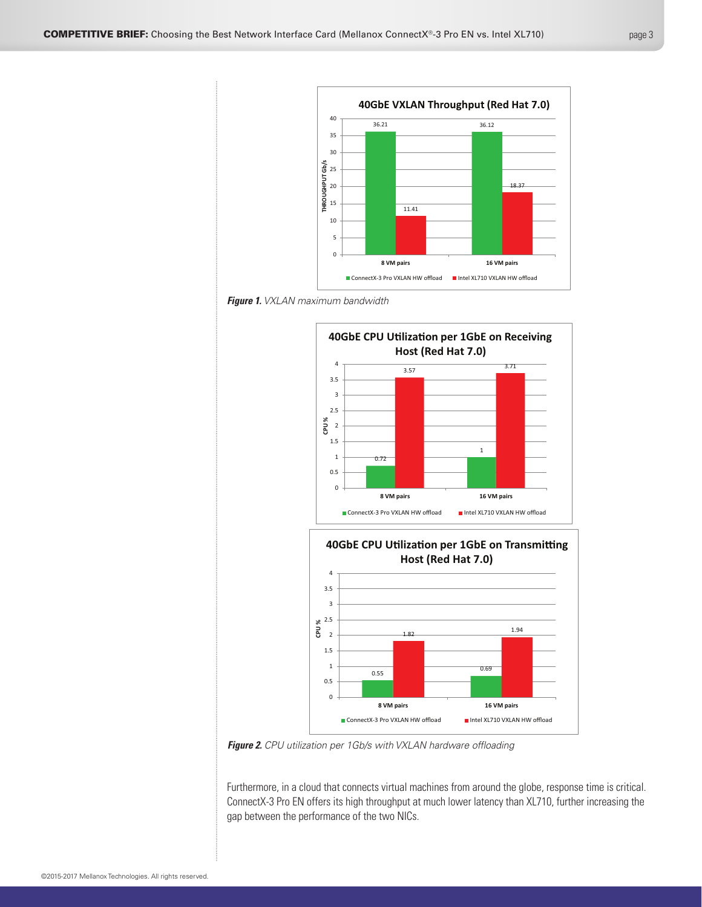**40GbE VXLAN Throughput (Red Hat 7.0)**

| THROUGHPUT Gb/s | 8 VM pairs | 16 VM pairs |
|---|---|---|
| ConnectX-3 Pro VXLAN HW offload | 36.21 | 36.12 |
| Intel XL710 VXLAN HW offload | 11.41 | 18.37 |

***Figure 1.*** *VXLAN maximum bandwidth*

**40GbE CPU Utilization per 1GbE on Receiving Host (Red Hat 7.0)**

| CPU % | 8 VM pairs | 16 VM pairs |
|---|---|---|
| ConnectX-3 Pro VXLAN HW offload | 0.72 | 1 |
| Intel XL710 VXLAN HW offload | 3.57 | 3.71 |

**40GbE CPU Utilization per 1GbE on Transmitting Host (Red Hat 7.0)**

| CPU % | 8 VM pairs | 16 VM pairs |
|---|---|---|
| ConnectX-3 Pro VXLAN HW offload | 0.55 | 0.69 |
| Intel XL710 VXLAN HW offload | 1.82 | 1.94 |

***Figure 2.*** *CPU utilization per 1Gb/s with VXLAN hardware offloading*

Furthermore, in a cloud that connects virtual machines from around the globe, response time is critical. ConnectX-3 Pro EN offers its high throughput at much lower latency than XL710, further increasing the gap between the performance of the two NICs.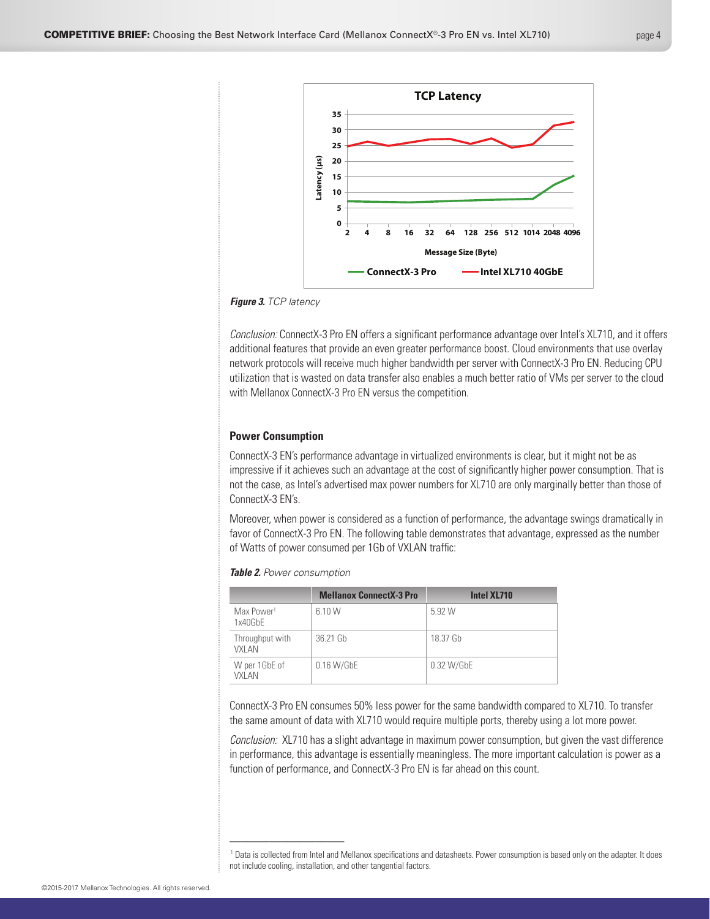Figure 3. *TCP latency*

*Conclusion:* ConnectX-3 Pro EN offers a significant performance advantage over Intel's XL710, and it offers additional features that provide an even greater performance boost. Cloud environments that use overlay network protocols will receive much higher bandwidth per server with ConnectX-3 Pro EN. Reducing CPU utilization that is wasted on data transfer also enables a much better ratio of VMs per server to the cloud with Mellanox ConnectX-3 Pro EN versus the competition.

### Power Consumption

ConnectX-3 EN's performance advantage in virtualized environments is clear, but it might not be as impressive if it achieves such an advantage at the cost of significantly higher power consumption. That is not the case, as Intel's advertised max power numbers for XL710 are only marginally better than those of ConnectX-3 EN's.

Moreover, when power is considered as a function of performance, the advantage swings dramatically in favor of ConnectX-3 Pro EN. The following table demonstrates that advantage, expressed as the number of Watts of power consumed per 1Gb of VXLAN traffic:

***Table 2.*** *Power consumption*

| | Mellanox ConnectX-3 Pro | Intel XL710 |
|---|---|---|
| Max Power[1] 1x40GbE | 6.10 W | 5.92 W |
| Throughput with VXLAN | 36.21 Gb | 18.37 Gb |
| W per 1GbE of VXLAN | 0.16 W/GbE | 0.32 W/GbE |

ConnectX-3 Pro EN consumes 50% less power for the same bandwidth compared to XL710. To transfer the same amount of data with XL710 would require multiple ports, thereby using a lot more power.

*Conclusion:* XL710 has a slight advantage in maximum power consumption, but given the vast difference in performance, this advantage is essentially meaningless. The more important calculation is power as a function of performance, and ConnectX-3 Pro EN is far ahead on this count.

---

[1] Data is collected from Intel and Mellanox specifications and datasheets. Power consumption is based only on the adapter. It does not include cooling, installation, and other tangential factors.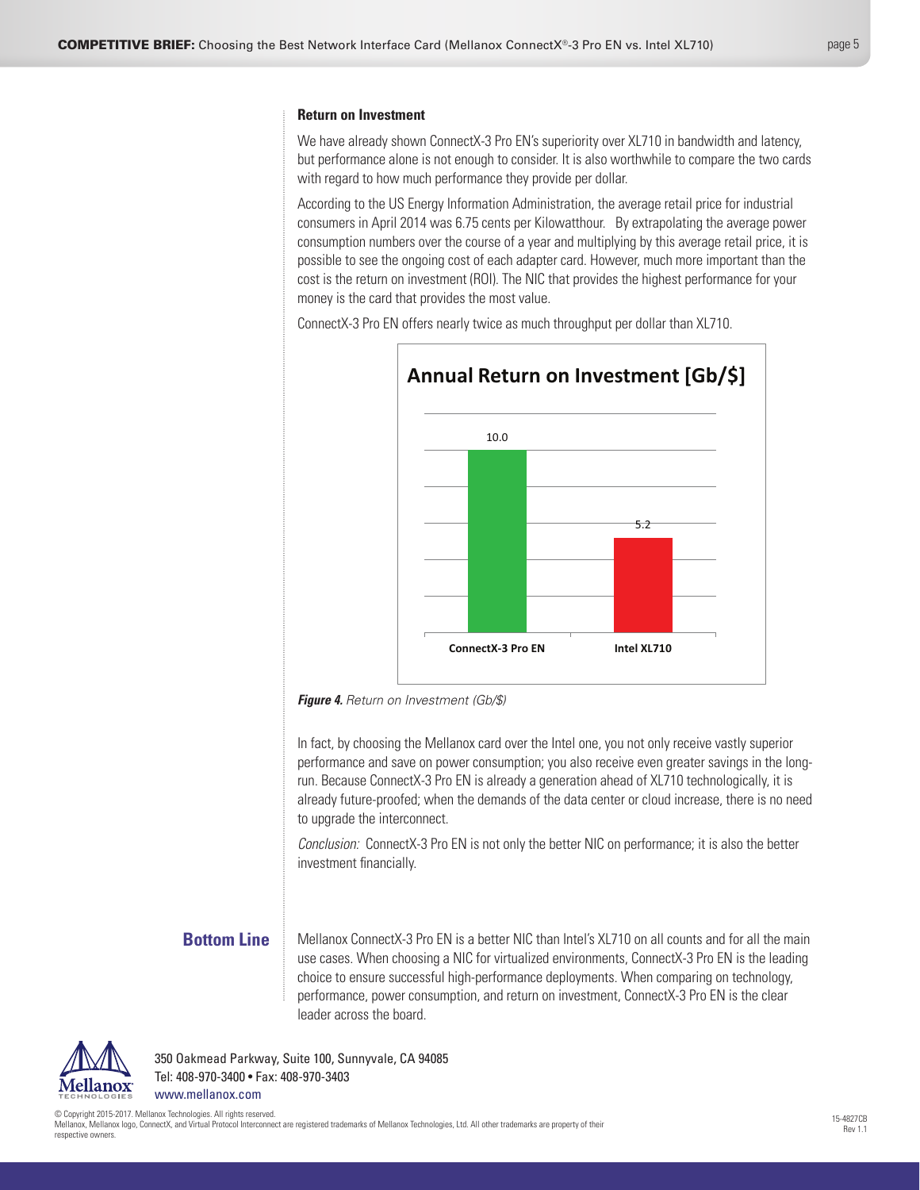### Return on Investment

We have already shown ConnectX-3 Pro EN's superiority over XL710 in bandwidth and latency, but performance alone is not enough to consider. It is also worthwhile to compare the two cards with regard to how much performance they provide per dollar.

According to the US Energy Information Administration, the average retail price for industrial consumers in April 2014 was 6.75 cents per Kilowatthour. By extrapolating the average power consumption numbers over the course of a year and multiplying by this average retail price, it is possible to see the ongoing cost of each adapter card. However, much more important than the cost is the return on investment (ROI). The NIC that provides the highest performance for your money is the card that provides the most value.

ConnectX-3 Pro EN offers nearly twice as much throughput per dollar than XL710.

Annual Return on Investment [Gb/$]

10.0

5.2

ConnectX-3 Pro EN

Intel XL710

***Figure 4.*** *Return on Investment (Gb/$)*

In fact, by choosing the Mellanox card over the Intel one, you not only receive vastly superior performance and save on power consumption; you also receive even greater savings in the long-run. Because ConnectX-3 Pro EN is already a generation ahead of XL710 technologically, it is already future-proofed; when the demands of the data center or cloud increase, there is no need to upgrade the interconnect.

*Conclusion:* ConnectX-3 Pro EN is not only the better NIC on performance; it is also the better investment financially.

## Bottom Line

Mellanox ConnectX-3 Pro EN is a better NIC than Intel's XL710 on all counts and for all the main use cases. When choosing a NIC for virtualized environments, ConnectX-3 Pro EN is the leading choice to ensure successful high-performance deployments. When comparing on technology, performance, power consumption, and return on investment, ConnectX-3 Pro EN is the clear leader across the board.

350 Oakmead Parkway, Suite 100, Sunnyvale, CA 94085
Tel: 408-970-3400 • Fax: 408-970-3403
www.mellanox.com

© Copyright 2015-2017. Mellanox Technologies. All rights reserved.
Mellanox, Mellanox logo, ConnectX, and Virtual Protocol Interconnect are registered trademarks of Mellanox Technologies, Ltd. All other trademarks are property of their respective owners.

15-4827CB
Rev 1.1